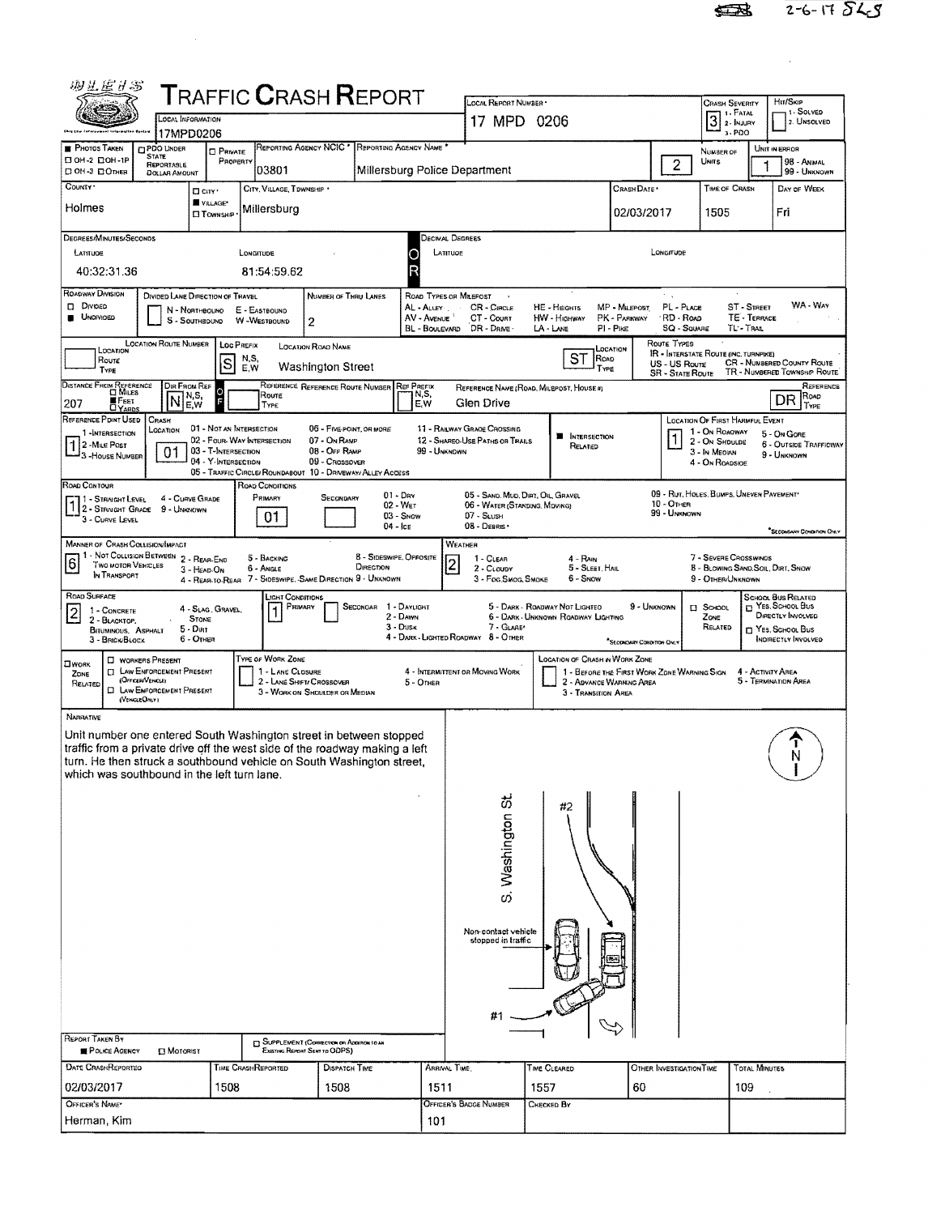2-6-17 SLS

# TRAFFIC CRASH REPORT

**Local Information:** 17MPD0206

**Local Report Number:** 17 MPD 0206

**Crash Severity:** 3 (1 - Fatal, 2 - Injury, 3 - PDO)

**Hit/Skip:** 1 - Solved, 2 - Unsolved

| Field | Value |
|---|---|
| Photos Taken | ☐ OH-2 ☐ OH-1P ☐ OH-3 ☐ Other |
| PDO Under State Reportable Dollar Amount | ☐ |
| Private Property | ☐ |
| Reporting Agency NCIC | 03801 |
| Reporting Agency Name | Millersburg Police Department |
| Number of Units | 2 |
| Unit in Error | 1 (98 - Animal, 99 - Unknown) |
| County | Holmes |
| City, Village, Township | ■ Village — Millersburg |
| Crash Date | 02/03/2017 |
| Time of Crash | 1505 |
| Day of Week | Fri |

**Degrees/Minutes/Seconds**

| Latitude | Longitude |
|---|---|
| 40:32:31.36 | 81:54:59.62 |

**Decimal Degrees** — Latitude: / Longitude:

**Roadway Division:** ☐ Divided ■ Undivided

**Divided Lane Direction of Travel:** N - Northbound, S - Southbound, E - Eastbound, W - Westbound

**Number of Thru Lanes:** 2

**Road Types or Milepost:** AL - Alley, AV - Avenue, BL - Boulevard, CR - Circle, CT - Court, DR - Drive, HE - Heights, HW - Highway, LA - Lane, MP - Milepost, PK - Parkway, PI - Pike, PL - Place, RD - Road, SQ - Square, ST - Street, TE - Terrace, TL - Trail, WA - Way

| Location Route Number | Loc Prefix | Location Road Name | Location Road Type |
|---|---|---|---|
| | S | Washington Street | ST |

**Route Types:** IR - Interstate Route (Inc. Turnpike), US - US Route, SR - State Route, CR - Numbered County Route, TR - Numbered Township Route

| Distance From Reference | Dir From Ref | Reference Route | Reference Route Number | Ref Prefix | Reference Name (Road, Milepost, House #) | Reference Road Type |
|---|---|---|---|---|---|---|
| 207 ■ Feet | N | | | | Glen Drive | DR |

**Reference Point Used:** 1 (1 - Intersection, 2 - Mile Post, 3 - House Number)

**Crash Location:** 01 (01 - Not an Intersection, 02 - Four-Way Intersection, 03 - T-Intersection, 04 - Y-Intersection, 05 - Traffic Circle/Roundabout, 06 - Five-Point, or More, 07 - On Ramp, 08 - Off Ramp, 09 - Crossover, 10 - Driveway/Alley Access, 11 - Railway Grade Crossing, 12 - Shared-Use Paths or Trails, 99 - Unknown)

**Intersection Related:** ■

**Location of First Harmful Event:** 1 (1 - On Roadway, 2 - On Shoulde, 3 - In Median, 4 - On Roadside, 5 - On Gore, 6 - Outside Trafficway, 9 - Unknown)

**Road Contour:** 1 (1 - Straight Level, 2 - Straight Grade, 3 - Curve Level, 4 - Curve Grade, 9 - Unknown)

**Road Conditions:** Primary 01, Secondary (01 - Dry, 02 - Wet, 03 - Snow, 04 - Ice, 05 - Sand, Mud, Dirt, Oil, Gravel, 06 - Water (Standing, Moving), 07 - Slush, 08 - Debris, 09 - Rut, Holes, Bumps, Uneven Pavement, 10 - Other, 99 - Unknown)

**Manner of Crash Collision/Impact:** 6 (1 - Not Collision Between Two Motor Vehicles In Transport, 2 - Rear-End, 3 - Head-On, 4 - Rear-to-Rear, 5 - Backing, 6 - Angle, 7 - Sideswipe, Same Direction, 8 - Sideswipe, Opposite Direction, 9 - Unknown)

**Weather:** 2 (1 - Clear, 2 - Cloudy, 3 - Fog, Smog, Smoke, 4 - Rain, 5 - Sleet, Hail, 6 - Snow, 7 - Severe Crosswinds, 8 - Blowing Sand, Soil, Dirt, Snow, 9 - Other/Unknown)

**Road Surface:** 2 (1 - Concrete, 2 - Blacktop, Bituminous, Asphalt, 3 - Brick/Block, 4 - Slag, Gravel, Stone, 5 - Dirt, 6 - Other)

**Light Conditions:** Primary 1, Secondary (1 - Daylight, 2 - Dawn, 3 - Dusk, 4 - Dark - Lighted Roadway, 5 - Dark - Roadway Not Lighted, 6 - Dark - Unknown Roadway Lighting, 7 - Glare, 8 - Other, 9 - Unknown)

**School Zone Related:** ☐ | **School Bus Related:** ☐ Yes, School Bus Directly Involved ☐ Yes, School Bus Indirectly Involved

**Work Zone Related:** ☐ Workers Present ☐ Law Enforcement Present (Officer/Vehicle) ☐ Law Enforcement Present (Vehicle Only)

**Type of Work Zone:** 1 - Lane Closure, 2 - Lane Shift/Crossover, 3 - Work on Shoulder or Median, 4 - Intermittent or Moving Work, 5 - Other

**Location of Crash in Work Zone:** 1 - Before the First Work Zone Warning Sign, 2 - Advance Warning Area, 3 - Transition Area, 4 - Activity Area, 5 - Termination Area

## Narrative

Unit number one entered South Washington street in between stopped traffic from a private drive off the west side of the roadway making a left turn. He then struck a southbound vehicle on South Washington street, which was southbound in the left turn lane.

Diagram labels: S. Washington St., #2, Non-contact vehicle stopped in traffic, #1, N

**Report Taken By:** ■ Police Agency ☐ Motorist

☐ Supplement (Correction or Addition to an Existing Report Sent to ODPS)

| Date Crash Reported | Time Crash Reported | Dispatch Time | Arrival Time | Time Cleared | Other Investigation Time | Total Minutes |
|---|---|---|---|---|---|---|
| 02/03/2017 | 1508 | 1508 | 1511 | 1557 | 60 | 109 |

| Officer's Name | Officer's Badge Number | Checked By |
|---|---|---|
| Herman, Kim | 101 | |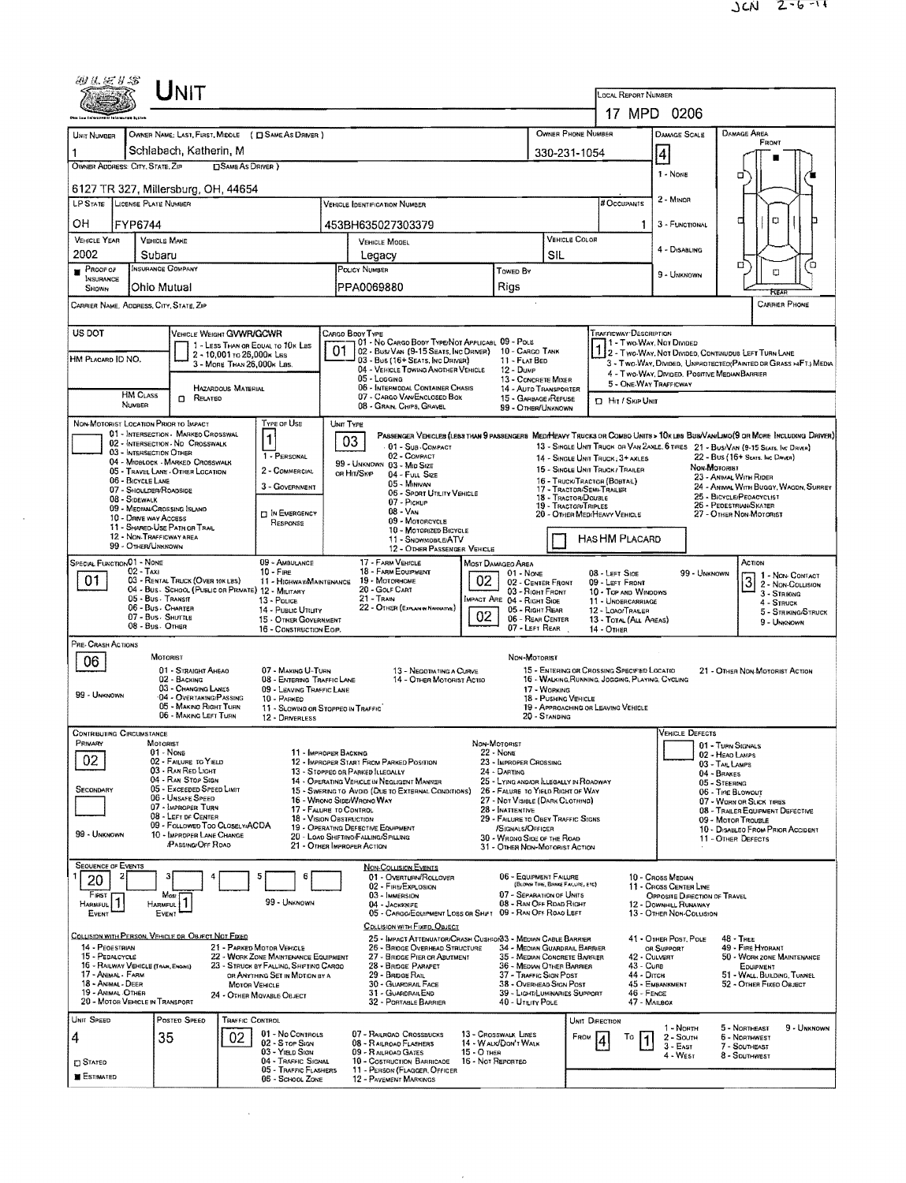JCN 2-6-14

# UNIT

| LOCAL REPORT NUMBER |
|---|
| 17 MPD 0206 |

| UNIT NUMBER | OWNER NAME: LAST, FIRST, MIDDLE ( ☐ SAME AS DRIVER ) | OWNER PHONE NUMBER | DAMAGE SCALE | DAMAGE AREA |
|---|---|---|---|---|
| 1 | Schlabach, Katherin, M | 330-231-1054 | 4 | FRONT |

OWNER ADDRESS: CITY, STATE, ZIP ☐ SAME AS DRIVER )

6127 TR 327, Millersburg, OH, 44654

| LP STATE | LICENSE PLATE NUMBER | VEHICLE IDENTIFICATION NUMBER | # OCCUPANTS |
|---|---|---|---|
| OH | FYP6744 | 453BH635027303379 | 1 |

| VEHICLE YEAR | VEHICLE MAKE | VEHICLE MODEL | VEHICLE COLOR |
|---|---|---|---|
| 2002 | Subaru | Legacy | SIL |

| ■ PROOF OF INSURANCE SHOWN | INSURANCE COMPANY | POLICY NUMBER | TOWED BY |
|---|---|---|---|
| | Ohio Mutual | PPA0069880 | Rigs |

DAMAGE SCALE: 1 - NONE; 2 - MINOR; 3 - FUNCTIONAL; 4 - DISABLING; 9 - UNKNOWN

CARRIER NAME, ADDRESS, CITY, STATE, ZIP — CARRIER PHONE

US DOT

HM PLACARD ID NO.

VEHICLE WEIGHT GVWR/GCWR: 1 - LESS THAN OR EQUAL TO 10K LBS; 2 - 10,001 TO 26,000K LBS; 3 - MORE THAN 26,000K LBS.

HM CLASS NUMBER — ☐ HAZARDOUS MATERIAL RELATED

CARGO BODY TYPE: **01** — 01 - NO CARGO BODY TYPE/NOT APPLICABL; 02 - BUS/VAN (9-15 SEATS, INC DRIVER); 03 - BUS (16+ SEATS, INC DRIVER); 04 - VEHICLE TOWING ANOTHER VEHICLE; 05 - LOGGING; 06 - INTERMODAL CONTAINER CHASIS; 07 - CARGO VAN/ENCLOSED BOX; 08 - GRAIN, CHIPS, GRAVEL; 09 - POLE; 10 - CARGO TANK; 11 - FLAT BED; 12 - DUMP; 13 - CONCRETE MIXER; 14 - AUTO TRANSPORTER; 15 - GARBAGE/REFUSE; 99 - OTHER/UNKNOWN

TRAFFICWAY DESCRIPTION: **1** — 1 - TWO-WAY, NOT DIVIDED; 2 - TWO-WAY, NOT DIVIDED, CONTINUOUS LEFT TURN LANE; 3 - TWO-WAY, DIVIDED, UNPROTECTED(PAINTED OR GRASS >4FT.) MEDIA; 4 - TWO-WAY, DIVIDED, POSITIVE MEDIAN BARRIER; 5 - ONE-WAY TRAFFICWAY

☐ HIT / SKIP UNIT

NON-MOTORIST LOCATION PRIOR TO IMPACT: 01 - INTERSECTION - MARKED CROSSWAL; 02 - INTERSECTION - NO CROSSWALK; 03 - INTERSECTION OTHER; 04 - MIDBLOCK - MARKED CROSSWALK; 05 - TRAVEL LANE - OTHER LOCATION; 06 - BICYCLE LANE; 07 - SHOULDER/ROADSIDE; 08 - SIDEWALK; 09 - MEDIAN/CROSSING ISLAND; 10 - DRIVE WAY ACCESS; 11 - SHARED-USE PATH OR TRAIL; 12 - NON-TRAFFICWAY AREA; 99 - OTHER/UNKNOWN

TYPE OF USE: **1** — 1 - PERSONAL; 2 - COMMERCIAL; 3 - GOVERNMENT; ☐ IN EMERGENCY RESPONSE

UNIT TYPE: **03** — PASSENGER VEHICLES (LESS THAN 9 PASSENGERS MED/HEAVY TRUCKS OR COMBO UNITS > 10K LBS BUS/VAN/LIMO(9 OR MORE INCLUDING DRIVER): 01 - SUB-COMPACT; 02 - COMPACT; 99 - UNKNOWN 03 - MID SIZE; OR HIT/SKIP 04 - FULL SIZE; 05 - MINIVAN; 06 - SPORT UTILITY VEHICLE; 07 - PICKUP; 08 - VAN; 09 - MOTORCYCLE; 10 - MOTORIZED BICYCLE; 11 - SNOWMOBILE/ATV; 12 - OTHER PASSENGER VEHICLE; 13 - SINGLE UNIT TRUCK OR VAN 2AXLE, 6 TIRES; 14 - SINGLE UNIT TRUCK, 3+ AXLES; 15 - SINGLE UNIT TRUCK / TRAILER; 16 - TRUCK/TRACTOR (BOBTAIL); 17 - TRACTOR/SEMI-TRAILER; 18 - TRACTOR/DOUBLE; 19 - TRACTOR/TRIPLES; 20 - OTHER MED/HEAVY VEHICLE; 21 - BUS/VAN (9-15 SEATS, INC DRIVER); 22 - BUS (16+ SEATS, INC DRIVER); NON-MOTORIST: 23 - ANIMAL WITH RIDER; 24 - ANIMAL WITH BUGGY, WAGON, SURREY; 25 - BICYCLE/PEDACYCLIST; 26 - PEDESTRIAN/SKATER; 27 - OTHER NON-MOTORIST

☐ HAS HM PLACARD

SPECIAL FUNCTION: **01** — 01 - NONE; 02 - TAXI; 03 - RENTAL TRUCK (OVER 10K LBS); 04 - BUS - SCHOOL (PUBLIC OR PRIVATE); 05 - BUS - TRANSIT; 06 - BUS - CHARTER; 07 - BUS - SHUTTLE; 08 - BUS - OTHER; 09 - AMBULANCE; 10 - FIRE; 11 - HIGHWAY/MAINTENANCE; 12 - MILITARY; 13 - POLICE; 14 - PUBLIC UTILITY; 15 - OTHER GOVERNMENT; 16 - CONSTRUCTION EQIP.; 17 - FARM VEHICLE; 18 - FARM EQUIPMENT; 19 - MOTORHOME; 20 - GOLF CART; 21 - TRAIN; 22 - OTHER (EXPLAIN IN NARRATIVE)

MOST DAMAGED AREA: **02** — IMPACT ARE **02** — 01 - NONE; 02 - CENTER FRONT; 03 - RIGHT FRONT; 04 - RIGHT SIDE; 05 - RIGHT REAR; 06 - REAR CENTER; 07 - LEFT REAR; 08 - LEFT SIDE; 09 - LEFT FRONT; 10 - TOP AND WINDOWS; 11 - UNDERCARRIAGE; 12 - LOAD/TRAILER; 13 - TOTAL (ALL AREAS); 14 - OTHER; 99 - UNKNOWN

ACTION: **3** — 1 - NON-CONTACT; 2 - NON-COLLISION; 3 - STRIKING; 4 - STRUCK; 5 - STRIKING/STRUCK; 9 - UNKNOWN

PRE-CRASH ACTIONS: **06** — MOTORIST: 01 - STRAIGHT AHEAD; 02 - BACKING; 03 - CHANGING LANES; 04 - OVERTAKING/PASSING; 05 - MAKING RIGHT TURN; 06 - MAKING LEFT TURN; 07 - MAKING U-TURN; 08 - ENTERING TRAFFIC LANE; 09 - LEAVING TRAFFIC LANE; 10 - PARKED; 11 - SLOWING OR STOPPED IN TRAFFIC; 12 - DRIVERLESS; 13 - NEGOTIATING A CURVE; 14 - OTHER MOTORIST ACTIO; 99 - UNKNOWN. NON-MOTORIST: 15 - ENTERING OR CROSSING SPECIFIED LOCATIO; 16 - WALKING, RUNNING, JOGGING, PLAYING, CYCLING; 17 - WORKING; 18 - PUSHING VEHICLE; 19 - APPROACHING OR LEAVING VEHICLE; 20 - STANDING; 21 - OTHER NON-MOTORIST ACTION

CONTRIBUTING CIRCUMSTANCE: PRIMARY **02**; SECONDARY; 99 - UNKNOWN — MOTORIST: 01 - NONE; 02 - FAILURE TO YIELD; 03 - RAN RED LIGHT; 04 - RAN STOP SIGN; 05 - EXCEEDED SPEED LIMIT; 06 - UNSAFE SPEED; 07 - IMPROPER TURN; 08 - LEFT OF CENTER; 09 - FOLLOWED TOO CLOSELY/ACDA; 10 - IMPROPER LANE CHANGE /PASSING/OFF ROAD; 11 - IMPROPER BACKING; 12 - IMPROPER START FROM PARKED POSITION; 13 - STOPPED OR PARKED ILLEGALLY; 14 - OPERATING VEHICLE IN NEGLIGENT MANNER; 15 - SWERING TO AVOID (DUE TO EXTERNAL CONDITIONS); 16 - WRONG SIDE/WRONG WAY; 17 - FAILURE TO CONTROL; 18 - VISION OBSTRUCTION; 19 - OPERATING DEFECTIVE EQUIPMENT; 20 - LOAD SHIFTING/FALLING/SPILLING; 21 - OTHER IMPROPER ACTION. NON-MOTORIST: 22 - NONE; 23 - IMPROPER CROSSING; 24 - DARTING; 25 - LYING AND/OR ILLEGALLY IN ROADWAY; 26 - FALURE TO YIELD RIGHT OF WAY; 27 - NOT VISIBLE (DARK CLOTHING); 28 - INATTENTIVE; 29 - FAILURE TO OBEY TRAFFIC SIGNS /SIGNALS/OFFICER; 30 - WRONG SIDE OF THE ROAD; 31 - OTHER NON-MOTORIST ACTION

VEHICLE DEFECTS: 01 - TURN SIGNALS; 02 - HEAD LAMPS; 03 - TAIL LAMPS; 04 - BRAKES; 05 - STEERING; 06 - TIRE BLOWOUT; 07 - WORN OR SLICK TIRES; 08 - TRAILER EQUIPMENT DEFECTIVE; 09 - MOTOR TROUBLE; 10 - DISABLED FROM PRIOR ACCIDENT; 11 - OTHER DEFECTS

SEQUENCE OF EVENTS: 1 **20**; 2; 3; 4; 5; 6 — FIRST HARMFUL EVENT **1**; MOST HARMFUL EVENT **1**; 99 - UNKNOWN

NON-COLLISION EVENTS: 01 - OVERTURN/ROLLOVER; 02 - FIRE/EXPLOSION; 03 - IMMERSION; 04 - JACKKNIFE; 05 - CARGO/EQUIPMENT LOSS OR SHIFT; 06 - EQUIPMENT FAILURE (BLOWN TIRE, BRAKE FAILURE, ETC); 07 - SEPARATION OF UNITS; 08 - RAN OFF ROAD RIGHT; 09 - RAN OFF ROAD LEFT; 10 - CROSS MEDIAN; 11 - CROSS CENTER LINE OPPOSITE DIRECTION OF TRAVEL; 12 - DOWNHILL RUNAWAY; 13 - OTHER NON-COLLISION

COLLISION WITH PERSON, VEHICLE OR OBJECT NOT FIXED: 14 - PEDESTRIAN; 15 - PEDALCYCLE; 16 - RAILWAY VEHICLE (TRAIN, ENGINE); 17 - ANIMAL - FARM; 18 - ANIMAL - DEER; 19 - ANIMAL - OTHER; 20 - MOTOR VEHICLE IN TRANSPORT; 21 - PARKED MOTOR VEHICLE; 22 - WORK ZONE MAINTENANCE EQUIPMENT; 23 - STRUCK BY FALLING, SHIFTING CARGO OR ANYTHING SET IN MOTION BY A MOTOR VEHICLE; 24 - OTHER MOVABLE OBJECT

COLLISION WITH FIXED, OBJECT: 25 - IMPACT ATTENUATOR/CRASH CUSHION; 26 - BRIDGE OVERHEAD STRUCTURE; 27 - BRIDGE PIER OR ABUTMENT; 28 - BRIDGE PARAPET; 29 - BRIDGE RAIL; 30 - GUARDRAIL FACE; 31 - GUARDRAILEND; 32 - PORTABLE BARRIER; 33 - MEDIAN CABLE BARRIER; 34 - MEDIAN GUARDRAIL BARRIER; 35 - MEDIAN CONCRETE BARRIER; 36 - MEDIAN OTHER BARRIER; 37 - TRAFFIC SIGN POST; 38 - OVERHEAD SIGN POST; 39 - LIGHT/LUMINARIES SUPPORT; 40 - UTILITY POLE; 41 - OTHER POST, POLE OR SUPPORT; 42 - CULVERT; 43 - CURB; 44 - DITCH; 45 - EMBANKMENT; 46 - FENCE; 47 - MAILBOX; 48 - TREE; 49 - FIRE HYDRANT; 50 - WORK ZONE MAINTENANCE EQUIPMENT; 51 - WALL, BUILDING, TUNNEL; 52 - OTHER FIXED OBJECT

| UNIT SPEED | POSTED SPEED | TRAFFIC CONTROL | UNIT DIRECTION |
|---|---|---|---|
| 4 | 35 | 02 | FROM 4 TO 1 |

☐ STATED; ■ ESTIMATED

TRAFFIC CONTROL: 01 - NO CONTROLS; 02 - STOP SIGN; 03 - YIELD SIGN; 04 - TRAFFIC SIGNAL; 05 - TRAFFIC FLASHERS; 06 - SCHOOL ZONE; 07 - RAILROAD CROSSBUCKS; 08 - RAILROAD FLASHERS; 09 - RAILROAD GATES; 10 - COSTRUCTION BARRICADE; 11 - PERSON (FLAGGER, OFFICER; 12 - PAVEMENT MARKINGS; 13 - CROSSWALK LINES; 14 - WALK/DON'T WALK; 15 - OTHER; 16 - NOT REPORTED

UNIT DIRECTION: 1 - NORTH; 2 - SOUTH; 3 - EAST; 4 - WEST; 5 - NORTHEAST; 6 - NORTHWEST; 7 - SOUTHEAST; 8 - SOUTHWEST; 9 - UNKNOWN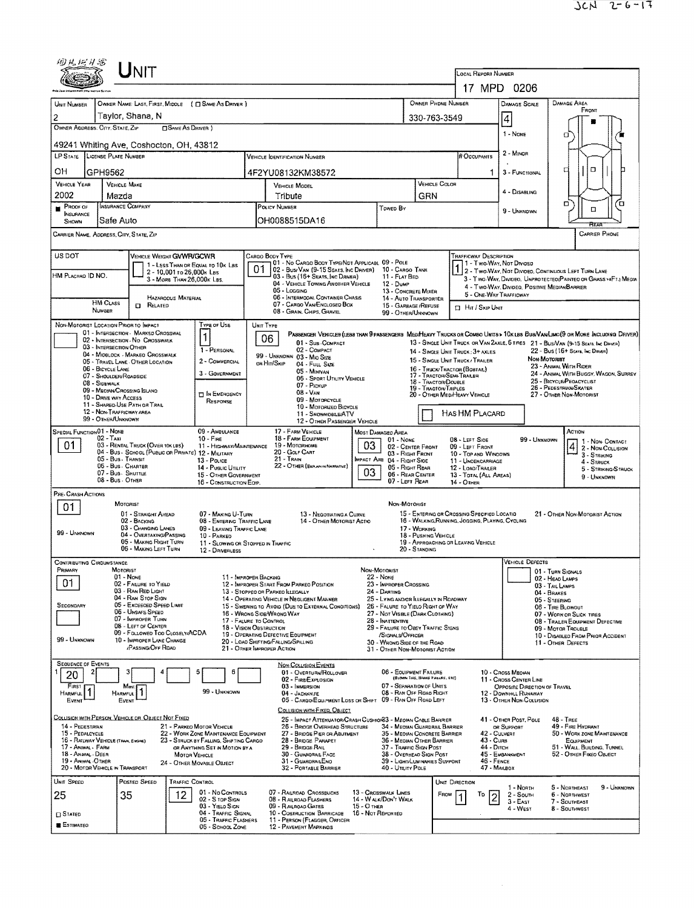JCN 2-6-17

# UNIT

LOCAL REPORT NUMBER: 17 MPD 0206

| UNIT NUMBER | OWNER NAME: LAST, FIRST, MIDDLE ( ☐ SAME AS DRIVER ) | OWNER PHONE NUMBER | DAMAGE SCALE | DAMAGE AREA |
|---|---|---|---|---|
| 2 | Taylor, Shana, N | 330-763-3549 | 4 | FRONT |

OWNER ADDRESS: CITY, STATE, ZIP ☐ SAME AS DRIVER )
49241 Whiting Ave, Coshocton, OH, 43812

DAMAGE SCALE: 1 - NONE, 2 - MINOR, 3 - FUNCTIONAL, 4 - DISABLING, 9 - UNKNOWN

| LP STATE | LICENSE PLATE NUMBER | VEHICLE IDENTIFICATION NUMBER | # OCCUPANTS |
|---|---|---|---|
| OH | GPH9562 | 4F2YU08132KM38572 | 1 |

| VEHICLE YEAR | VEHICLE MAKE | VEHICLE MODEL | VEHICLE COLOR |
|---|---|---|---|
| 2002 | Mazda | Tribute | GRN |

| ■ PROOF OF INSURANCE SHOWN | INSURANCE COMPANY | POLICY NUMBER | TOWED BY |
|---|---|---|---|
| | Safe Auto | OH0088515DA16 | |

CARRIER NAME, ADDRESS, CITY, STATE, ZIP | CARRIER PHONE

US DOT | VEHICLE WEIGHT GVWR/GCWR: 1 - LESS THAN OR EQUAL TO 10K LBS; 2 - 10,001 TO 26,000K LBS; 3 - MORE THAN 26,000K LBS.

HM PLACARD ID NO. | HM CLASS NUMBER | ☐ RELATED | HAZARDOUS MATERIAL

CARGO BODY TYPE: **01**
01 - NO CARGO BODY TYPE/NOT APPLICABL; 02 - BUS/VAN (9-15 SEATS, INC DRIVER); 03 - BUS (16+ SEATS, INC DRIVER); 04 - VEHICLE TOWING ANOTHER VEHICLE; 05 - LOGGING; 06 - INTERMODAL CONTAINER CHASIS; 07 - CARGO VAN/ENCLOSED BOX; 08 - GRAIN, CHIPS, GRAVEL; 09 - POLE; 10 - CARGO TANK; 11 - FLAT BED; 12 - DUMP; 13 - CONCRETE MIXER; 14 - AUTO TRANSPORTER; 15 - GARBAGE /REFUSE; 99 - OTHER/UNKNOWN

TRAFFICWAY DESCRIPTION: **1**
1 - TWO-WAY, NOT DIVIDED; 2 - TWO-WAY, NOT DIVIDED, CONTINUOUS LEFT TURN LANE; 3 - TWO-WAY, DIVIDED, UNPROTECTED(PAINTED OR GRASS >4FT.) MEDIA; 4 - TWO-WAY, DIVIDED, POSITIVE MEDIAN BARRIER; 5 - ONE-WAY TRAFFICWAY
☐ HIT / SKIP UNIT

NON-MOTORIST LOCATION PRIOR TO IMPACT: 01 - INTERSECTION - MARKED CROSSWAL; 02 - INTERSECTION - NO CROSSWALK; 03 - INTERSECTION OTHER; 04 - MIDBLOCK - MARKED CROSSWALK; 05 - TRAVEL LANE - OTHER LOCATION; 06 - BICYCLE LANE; 07 - SHOULDER/ROADSIDE; 08 - SIDEWALK; 09 - MEDIAN/CROSSING ISLAND; 10 - DRIVE WAY ACCESS; 11 - SHARED-USE PATH OR TRAIL; 12 - NON-TRAFFICWAY AREA; 99 - OTHER/UNKNOWN

TYPE OF USE: **1**
1 - PERSONAL; 2 - COMMERCIAL; 3 - GOVERNMENT; ☐ IN EMERGENCY RESPONSE

UNIT TYPE: **06**
PASSENGER VEHICLES (LESS THAN 9 PASSENGERS MED/HEAVY TRUCKS OR COMBO UNITS > 10K LBS BUS/VAN/LIMO(9 OR MORE INCLUDING DRIVER)
01 - SUB COMPACT; 02 - COMPACT; 99 - UNKNOWN 03 - MID SIZE; OR HIT/SKIP 04 - FULL SIZE; 05 - MINIVAN; 06 - SPORT UTILITY VEHICLE; 07 - PICKUP; 08 - VAN; 09 - MOTORCYCLE; 10 - MOTORIZED BICYCLE; 11 - SNOWMOBILE/ATV; 12 - OTHER PASSENGER VEHICLE
13 - SINGLE UNIT TRUCK OR VAN 2AXLE, 6 TIRES; 14 - SINGLE UNIT TRUCK: 3+ AXLES; 15 - SINGLE UNIT TRUCK / TRAILER; 16 - TRUCK/TRACTOR (BOBTAIL); 17 - TRACTOR/SEMI-TRAILER; 18 - TRACTOR/DOUBLE; 19 - TRACTOR/TRIPLES; 20 - OTHER MED/HEAVY VEHICLE
21 - BUS/VAN (9-15 SEATS, INC DRIVER); 22 - BUS (16+ SEATS, INC DRIVER)
NON-MOTORIST: 23 - ANIMAL WITH RIDER; 24 - ANIMAL WITH BUGGY, WAGON, SURREY; 25 - BICYCLE/PEDACYCLIST; 26 - PEDESTRIAN/SKATER; 27 - OTHER NON-MOTORIST
☐ HAS HM PLACARD

SPECIAL FUNCTION: **01**
01 - NONE; 02 - TAXI; 03 - RENTAL TRUCK (OVER 10K LBS); 04 - BUS - SCHOOL (PUBLIC OR PRIVATE); 05 - BUS - TRANSIT; 06 - BUS - CHARTER; 07 - BUS - SHUTTLE; 08 - BUS - OTHER; 09 - AMBULANCE; 10 - FIRE; 11 - HIGHWAY/MAINTENANCE; 12 - MILITARY; 13 - POLICE; 14 - PUBLIC UTILITY; 15 - OTHER GOVERNMENT; 16 - CONSTRUCTION EQIP.; 17 - FARM VEHICLE; 18 - FARM EQUIPMENT; 19 - MOTORHOME; 20 - GOLF CART; 21 - TRAIN; 22 - OTHER (EXPLAIN IN NARRATIVE)

MOST DAMAGED AREA: **03**
IMPACT ARE: **03**
01 - NONE; 02 - CENTER FRONT; 03 - RIGHT FRONT; 04 - RIGHT SIDE; 05 - RIGHT REAR; 06 - REAR CENTER; 07 - LEFT REAR; 08 - LEFT SIDE; 09 - LEFT FRONT; 10 - TOP AND WINDOWS; 11 - UNDERCARRIAGE; 12 - LOAD/TRAILER; 13 - TOTAL (ALL AREAS); 14 - OTHER; 99 - UNKNOWN

ACTION: **4**
1 - NON- CONTACT; 2 - NON- COLLISION; 3 - STRIKING; 4 - STRUCK; 5 - STRIKING/STRUCK; 9 - UNKNOWN

PRE- CRASH ACTIONS: **01**
MOTORIST: 01 - STRAIGHT AHEAD; 02 - BACKING; 03 - CHANGING LANES; 04 - OVERTAKING/PASSING; 05 - MAKING RIGHT TURN; 06 - MAKING LEFT TURN; 07 - MAKING U-TURN; 08 - ENTERING TRAFFIC LANE; 09 - LEAVING TRAFFIC LANE; 10 - PARKED; 11 - SLOWING OR STOPPED IN TRAFFIC; 12 - DRIVERLESS; 13 - NEGOTIATING A CURVE; 14 - OTHER MOTORIST ACTIO
99 - UNKNOWN
NON-MOTORIST: 15 - ENTERING OR CROSSING SPECIFIED LOCATIO; 16 - WALKING,RUNNING, JOGGING, PLAYING, CYCLING; 17 - WORKING; 18 - PUSHING VEHICLE; 19 - APPROACHING OR LEAVING VEHICLE; 20 - STANDING; 21 - OTHER NON-MOTORIST ACTION

CONTRIBUTING CIRCUMSTANCE
PRIMARY: **01**
SECONDARY:
MOTORIST: 01 - NONE; 02 - FAILURE TO YIELD; 03 - RAN RED LIGHT; 04 - RAN STOP SIGN; 05 - EXCEEDED SPEED LIMIT; 06 - UNSAFE SPEED; 07 - IMPROPER TURN; 08 - LEFT OF CENTER; 09 - FOLLOWED TOO CLOSELY/ACDA; 10 - IMPROPER LANE CHANGE /PASSING/OFF ROAD; 11 - IMPROPER BACKING; 12 - IMPROPER START FROM PARKED POSITION; 13 - STOPPED OR PARKED ILLEGALLY; 14 - OPERATING VEHICLE IN NEGLIGENT MANNER; 15 - SWERING TO AVOID (DUE TO EXTERNAL CONDITIONS); 16 - WRONG SIDE/WRONG WAY; 17 - FALURE TO CONTROL; 18 - VISION OBSTRUCTION; 19 - OPERATING DEFECTIVE EQUIPMENT; 20 - LOAD SHIFTING/FALLING/SPILLING; 21 - OTHER IMPROPER ACTION
99 - UNKNOWN
NON-MOTORIST: 22 - NONE; 23 - IMPROPER CROSSING; 24 - DARTING; 25 - LYING AND/OR ILLEGALLY IN ROADWAY; 26 - FALURE TO YIELD RIGHT OF WAY; 27 - NOT VISIBLE (DARK CLOTHING); 28 - INATTENTIVE; 29 - FAILURE TO OBEY TRAFFIC SIGNS /SIGNALS/OFFICER; 30 - WRONG SIDE OF THE ROAD; 31 - OTHER NON-MOTORIST ACTION

VEHICLE DEFECTS: 01 - TURN SIGNALS; 02 - HEAD LAMPS; 03 - TAIL LAMPS; 04 - BRAKES; 05 - STEERING; 06 - TIRE BLOWOUT; 07 - WORN OR SLICK TIRES; 08 - TRAILER EQUIPMENT DEFECTIVE; 09 - MOTOR TROUBLE; 10 - DISABLED FROM PRIOR ACCIDENT; 11 - OTHER DEFECTS

SEQUENCE OF EVENTS: 1: **20**; 2; 3; 4; 5; 6
FIRST HARMFUL EVENT: **1**; MOST HARMFUL EVENT: **1**
99 - UNKNOWN

NON COLLISION EVENTS: 01 - OVERTURN/ROLLOVER; 02 - FIRE/EXPLOSION; 03 - IMMERSION; 04 - JACKKNIFE; 05 - CARGO/EQUIPMENT LOSS OR SHIFT; 06 - EQUIPMENT FAILURE (BLOWN TIRE, BRAKE FAILURE, ETC); 07 - SEPARATION OF UNITS; 08 - RAN OFF ROAD RIGHT; 09 - RAN OFF ROAD LEFT; 10 - CROSS MEDIAN; 11 - CROSS CENTER LINE OPPOSITE DIRECTION OF TRAVEL; 12 - DOWNHILL RUNAWAY; 13 - OTHER NON-COLLISION

COLLISION WITH PERSON, VEHICLE OR OBJECT NOT FIXED: 14 - PEDESTRIAN; 15 - PEDALCYCLE; 16 - RAILWAY VEHICLE (TRAIN, ENGINE); 17 - ANIMAL - FARM; 18 - ANIMAL - DEER; 19 - ANIMAL -OTHER; 20 - MOTOR VEHICLE IN TRANSPORT; 21 - PARKED MOTOR VEHICLE; 22 - WORK ZONE MAINTENANCE EQUIPMENT; 23 - STRUCK BY FALLING, SHIFTING CARGO OR ANYTHING SET IN MOTION BY A MOTOR VEHICLE; 24 - OTHER MOVABLE OBJECT

COLLISION WITH FIXED, OBJECT: 25 - IMPACT ATTENUATOR/CRASH CUSHION; 26 - BRIDGE OVERHEAD STRUCTURE; 27 - BRIDGE PIER OR ABUTMENT; 28 - BRIDGE PARAPET; 29 - BRIDGE RAIL; 30 - GUARDRAIL FACE; 31 - GUARDRAILEND; 32 - PORTABLE BARRIER; 33 - MEDIAN CABLE BARRIER; 34 - MEDIAN GUARDRAIL BARRIER; 35 - MEDIAN CONCRETE BARRIER; 36 - MEDIAN OTHER BARRIER; 37 - TRAFFIC SIGN POST; 38 - OVERHEAD SIGN POST; 39 - LIGHT/LUMINARIES SUPPORT; 40 - UTILITY POLE; 41 - OTHER POST, POLE OR SUPPORT; 42 - CULVERT; 43 - CURB; 44 - DITCH; 45 - EMBANKMENT; 46 - FENCE; 47 - MAILBOX; 48 - TREE; 49 - FIRE HYDRANT; 50 - WORK ZONE MAINTENANCE EQUIPMENT; 51 - WALL, BUILDING, TUNNEL; 52 - OTHER FIXED OBJECT

| UNIT SPEED | POSTED SPEED | TRAFFIC CONTROL | UNIT DIRECTION |
|---|---|---|---|
| 25 | 35 | 12 | FROM 1 TO 2 |

☐ STATED
■ ESTIMATED

TRAFFIC CONTROL: 01 - NO CONTROLS; 02 - STOP SIGN; 03 - YIELD SIGN; 04 - TRAFFIC SIGNAL; 05 - TRAFFIC FLASHERS; 06 - SCHOOL ZONE; 07 - RAILROAD CROSSBUCKS; 08 - RAILROAD FLASHERS; 09 - RAILROAD GATES; 10 - COSTRUCTION BARRICADE; 11 - PERSON (FLAGGER, OFFICER); 12 - PAVEMENT MARKINGS; 13 - CROSSWALK LINES; 14 - WALK/DON'T WALK; 15 - OTHER; 16 - NOT REPORTED

UNIT DIRECTION: 1 - NORTH; 2 - SOUTH; 3 - EAST; 4 - WEST; 5 - NORTHEAST; 6 - NORTHWEST; 7 - SOUTHEAST; 8 - SOUTHWEST; 9 - UNKNOWN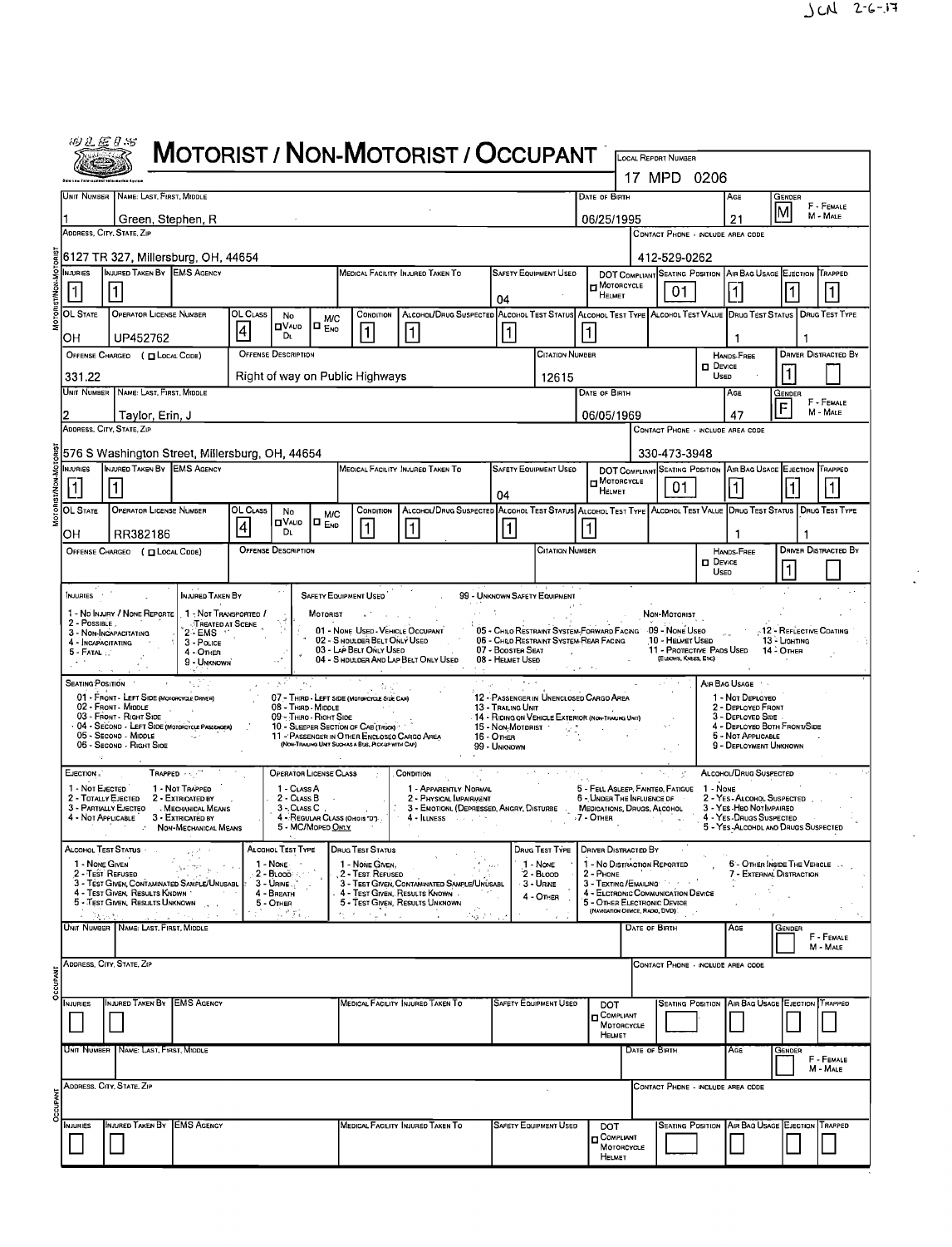JCN 2-6-17

# MOTORIST / NON-MOTORIST / OCCUPANT

OLEIS

Local Report Number: 17 MPD 0206

## Motorist/Non-Motorist

| Unit Number | Name: Last, First, Middle | Date of Birth | Age | Gender |
|---|---|---|---|---|
| 1 | Green, Stephen, R | 06/25/1995 | 21 | M |

Address, City, State, Zip: 6127 TR 327, Millersburg, OH, 44654

Contact Phone - Include Area Code: 412-529-0262

| Injuries | Injured Taken By | EMS Agency | Medical Facility Injured Taken To | Safety Equipment Used | DOT Compliant Motorcycle Helmet | Seating Position | Air Bag Usage | Ejection | Trapped |
|---|---|---|---|---|---|---|---|---|---|
| 1 | 1 | | | 04 | | 01 | 1 | 1 | 1 |

| OL State | Operator License Number | OL Class | No Valid DL | M/C End | Condition | Alcohol/Drug Suspected | Alcohol Test Status | Alcohol Test Type | Alcohol Test Value | Drug Test Status | Drug Test Type |
|---|---|---|---|---|---|---|---|---|---|---|---|
| OH | UP452762 | 4 | | | 1 | 1 | 1 | 1 | | 1 | 1 |

| Offense Charged (Local Code) | Offense Description | Citation Number | Hands-Free Device Used | Driver Distracted By |
|---|---|---|---|---|
| 331.22 | Right of way on Public Highways | 12615 | | 1 |

| Unit Number | Name: Last, First, Middle | Date of Birth | Age | Gender |
|---|---|---|---|---|
| 2 | Taylor, Erin, J | 06/05/1969 | 47 | F |

Address, City, State, Zip: 576 S Washington Street, Millersburg, OH, 44654

Contact Phone - Include Area Code: 330-473-3948

| Injuries | Injured Taken By | EMS Agency | Medical Facility Injured Taken To | Safety Equipment Used | DOT Compliant Motorcycle Helmet | Seating Position | Air Bag Usage | Ejection | Trapped |
|---|---|---|---|---|---|---|---|---|---|
| 1 | 1 | | | 04 | | 01 | 1 | 1 | 1 |

| OL State | Operator License Number | OL Class | No Valid DL | M/C End | Condition | Alcohol/Drug Suspected | Alcohol Test Status | Alcohol Test Type | Alcohol Test Value | Drug Test Status | Drug Test Type |
|---|---|---|---|---|---|---|---|---|---|---|---|
| OH | RR382186 | 4 | | | 1 | 1 | 1 | 1 | | 1 | 1 |

| Offense Charged (Local Code) | Offense Description | Citation Number | Hands-Free Device Used | Driver Distracted By |
|---|---|---|---|---|
| | | | | 1 |

## Codes

**Injuries:** 1 - No Injury / None Reported; 2 - Possible; 3 - Non-Incapacitating; 4 - Incapacitating; 5 - Fatal

**Injured Taken By:** 1 - Not Transported / Treated at Scene; 2 - EMS; 3 - Police; 4 - Other; 9 - Unknown

**Safety Equipment Used:** 99 - Unknown Safety Equipment

Motorist: 01 - None Used - Vehicle Occupant; 02 - Shoulder Belt Only Used; 03 - Lap Belt Only Used; 04 - Shoulder and Lap Belt Only Used; 05 - Child Restraint System-Forward Facing; 06 - Child Restraint System-Rear Facing; 07 - Booster Seat; 08 - Helmet Used

Non-Motorist: 09 - None Used; 10 - Helmet Used; 11 - Protective Pads Used (Elbows, Knees, Etc); 12 - Reflective Coating; 13 - Lighting; 14 - Other

**Seating Position:** 01 - Front - Left Side (Motorcycle Driver); 02 - Front - Middle; 03 - Front - Right Side; 04 - Second - Left Side (Motorcycle Passenger); 05 - Second - Middle; 06 - Second - Right Side; 07 - Third - Left Side (Motorcycle Side Car); 08 - Third - Middle; 09 - Third - Right Side; 10 - Sleeper Section of Cab (Truck); 11 - Passenger in Other Enclosed Cargo Area (Non-Trailing Unit Such as a Bus, Pick-up with Cap); 12 - Passenger in Unenclosed Cargo Area; 13 - Trailing Unit; 14 - Riding on Vehicle Exterior (Non-Trailing Unit); 15 - Non-Motorist; 16 - Other; 99 - Unknown

**Air Bag Usage:** 1 - Not Deployed; 2 - Deployed Front; 3 - Deployed Side; 4 - Deployed Both Front/Side; 5 - Not Applicable; 9 - Deployment Unknown

**Ejection:** 1 - Not Ejected; 2 - Totally Ejected; 3 - Partially Ejected; 4 - Not Applicable

**Trapped:** 1 - Not Trapped; 2 - Extricated by Mechanical Means; 3 - Extricated by Non-Mechanical Means

**Operator License Class:** 1 - Class A; 2 - Class B; 3 - Class C; 4 - Regular Class (Ohio is "D"); 5 - M/C/Moped Only

**Condition:** 1 - Apparently Normal; 2 - Physical Impairment; 3 - Emotional (Depressed, Angry, Disturbed); 4 - Illness; 5 - Fell Asleep, Fainted, Fatigue; 6 - Under the Influence of Medications, Drugs, Alcohol; 7 - Other

**Alcohol/Drug Suspected:** 1 - None; 2 - Yes - Alcohol Suspected; 3 - Yes - HBD Not Impaired; 4 - Yes - Drugs Suspected; 5 - Yes - Alcohol and Drugs Suspected

**Alcohol Test Status:** 1 - None Given; 2 - Test Refused; 3 - Test Given, Contaminated Sample/Unusable; 4 - Test Given, Results Known; 5 - Test Given, Results Unknown

**Alcohol Test Type:** 1 - None; 2 - Blood; 3 - Urine; 4 - Breath; 5 - Other

**Drug Test Status:** 1 - None Given; 2 - Test Refused; 3 - Test Given, Contaminated Sample/Unusable; 4 - Test Given, Results Known; 5 - Test Given, Results Unknown

**Drug Test Type:** 1 - None; 2 - Blood; 3 - Urine; 4 - Other

**Driver Distracted By:** 1 - No Distraction Reported; 2 - Phone; 3 - Texting/Emailing; 4 - Electronic Communication Device; 5 - Other Electronic Device (Navigation Device, Radio, DVD); 6 - Other Inside the Vehicle; 7 - External Distraction

## Occupant

| Unit Number | Name: Last, First, Middle | Date of Birth | Age | Gender |
|---|---|---|---|---|
| | | | | |

Address, City, State, Zip:

Contact Phone - Include Area Code:

| Injuries | Injured Taken By | EMS Agency | Medical Facility Injured Taken To | Safety Equipment Used | DOT Compliant Motorcycle Helmet | Seating Position | Air Bag Usage | Ejection | Trapped |
|---|---|---|---|---|---|---|---|---|---|
| | | | | | | | | | |

## Occupant

| Unit Number | Name: Last, First, Middle | Date of Birth | Age | Gender |
|---|---|---|---|---|
| | | | | |

Address, City, State, Zip:

Contact Phone - Include Area Code:

| Injuries | Injured Taken By | EMS Agency | Medical Facility Injured Taken To | Safety Equipment Used | DOT Compliant Motorcycle Helmet | Seating Position | Air Bag Usage | Ejection | Trapped |
|---|---|---|---|---|---|---|---|---|---|
| | | | | | | | | | |